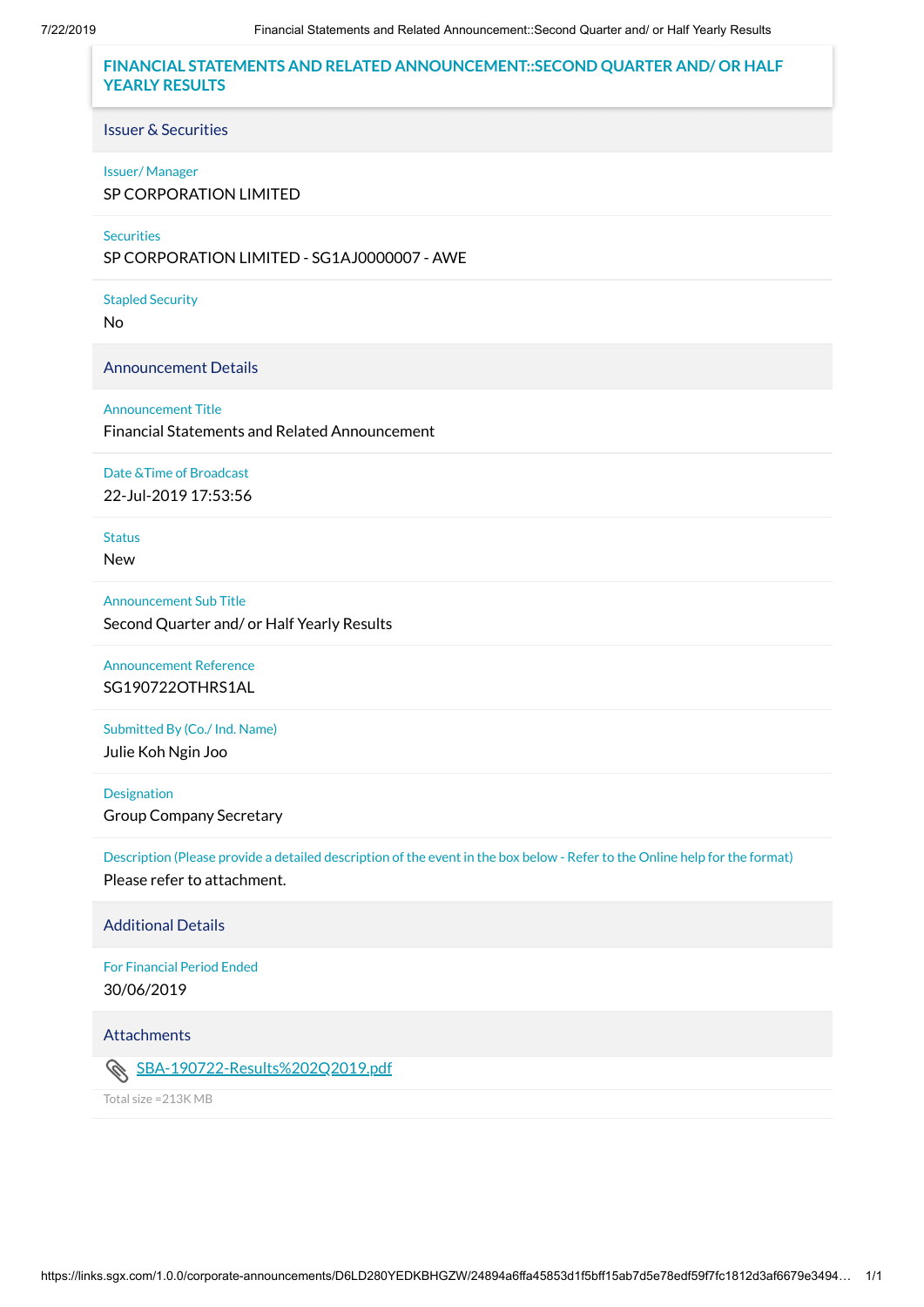# FINANCIAL STATEMENTS AND RELATED ANNOUNCEMENT::SECOND QUARTER AND/ OR HALF YEARLY RESULTS

## Issuer & Securities

**Issuer/ Manager**
SP CORPORATION LIMITED

**Securities**
SP CORPORATION LIMITED - SG1AJ0000007 - AWE

**Stapled Security**
No

## Announcement Details

**Announcement Title**
Financial Statements and Related Announcement

**Date &Time of Broadcast**
22-Jul-2019 17:53:56

**Status**
New

**Announcement Sub Title**
Second Quarter and/ or Half Yearly Results

**Announcement Reference**
SG190722OTHRS1AL

**Submitted By (Co./ Ind. Name)**
Julie Koh Ngin Joo

**Designation**
Group Company Secretary

**Description (Please provide a detailed description of the event in the box below - Refer to the Online help for the format)**
Please refer to attachment.

## Additional Details

**For Financial Period Ended**
30/06/2019

## Attachments

SBA-190722-Results%202Q2019.pdf

Total size =213K MB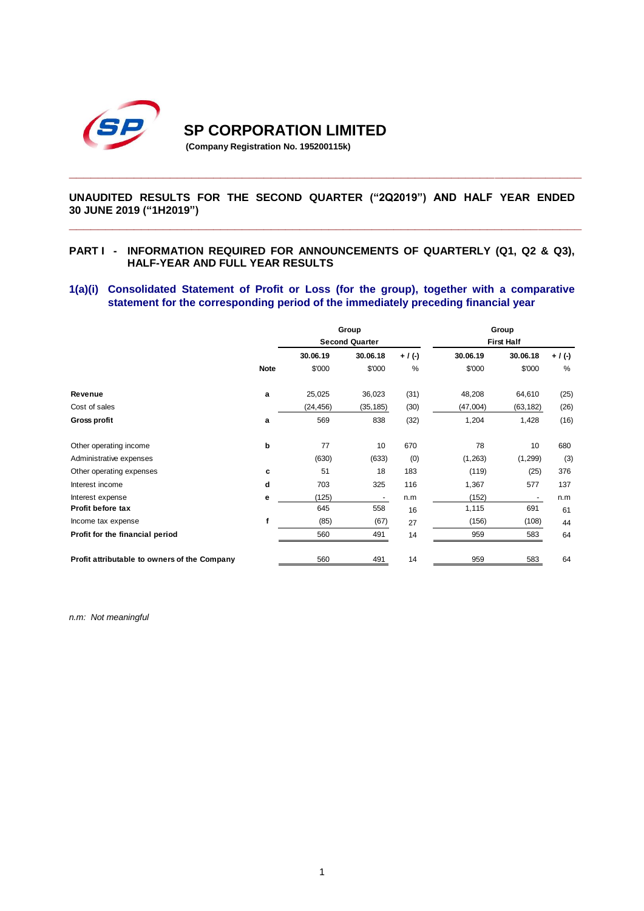# SP CORPORATION LIMITED

**(Company Registration No. 195200115k)**

---

## UNAUDITED RESULTS FOR THE SECOND QUARTER ("2Q2019") AND HALF YEAR ENDED 30 JUNE 2019 ("1H2019")

---

## PART I - INFORMATION REQUIRED FOR ANNOUNCEMENTS OF QUARTERLY (Q1, Q2 & Q3), HALF-YEAR AND FULL YEAR RESULTS

### 1(a)(i) Consolidated Statement of Profit or Loss (for the group), together with a comparative statement for the corresponding period of the immediately preceding financial year

| | | Group Second Quarter | | | Group First Half | | |
|---|---|---|---|---|---|---|---|
| | | 30.06.19 | 30.06.18 | + / (-) | 30.06.19 | 30.06.18 | + / (-) |
| | Note | $'000 | $'000 | % | $'000 | $'000 | % |
| **Revenue** | a | 25,025 | 36,023 | (31) | 48,208 | 64,610 | (25) |
| Cost of sales | | (24,456) | (35,185) | (30) | (47,004) | (63,182) | (26) |
| **Gross profit** | a | 569 | 838 | (32) | 1,204 | 1,428 | (16) |
| Other operating income | b | 77 | 10 | 670 | 78 | 10 | 680 |
| Administrative expenses | | (630) | (633) | (0) | (1,263) | (1,299) | (3) |
| Other operating expenses | c | 51 | 18 | 183 | (119) | (25) | 376 |
| Interest income | d | 703 | 325 | 116 | 1,367 | 577 | 137 |
| Interest expense | e | (125) | - | n.m | (152) | - | n.m |
| **Profit before tax** | | 645 | 558 | 16 | 1,115 | 691 | 61 |
| Income tax expense | f | (85) | (67) | 27 | (156) | (108) | 44 |
| **Profit for the financial period** | | 560 | 491 | 14 | 959 | 583 | 64 |
| **Profit attributable to owners of the Company** | | 560 | 491 | 14 | 959 | 583 | 64 |

*n.m: Not meaningful*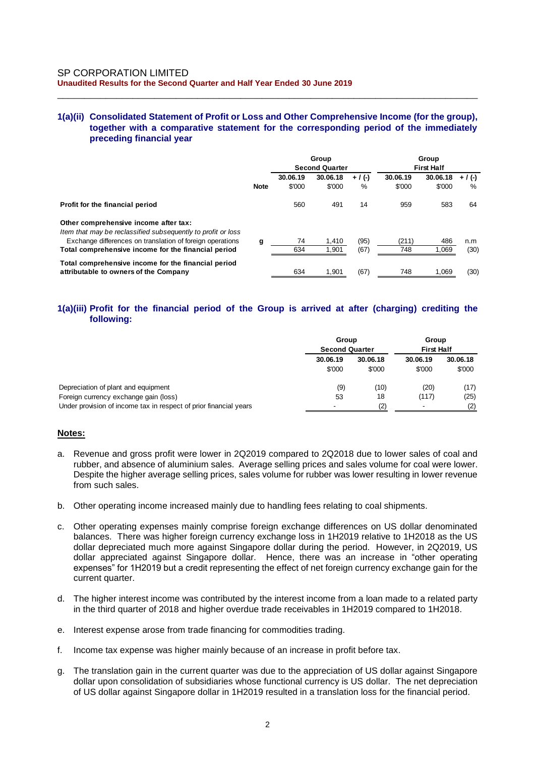# SP CORPORATION LIMITED

**Unaudited Results for the Second Quarter and Half Year Ended 30 June 2019**

## 1(a)(ii) Consolidated Statement of Profit or Loss and Other Comprehensive Income (for the group), together with a comparative statement for the corresponding period of the immediately preceding financial year

| | Note | Group Second Quarter | | | Group First Half | | |
|---|---|---|---|---|---|---|---|
| | | 30.06.19 | 30.06.18 | + / (-) | 30.06.19 | 30.06.18 | + / (-) |
| | | $'000 | $'000 | % | $'000 | $'000 | % |
| **Profit for the financial period** | | 560 | 491 | 14 | 959 | 583 | 64 |
| **Other comprehensive income after tax:** | | | | | | | |
| *Item that may be reclassified subsequently to profit or loss* | | | | | | | |
| Exchange differences on translation of foreign operations | g | 74 | 1,410 | (95) | (211) | 486 | n.m |
| **Total comprehensive income for the financial period** | | 634 | 1,901 | (67) | 748 | 1,069 | (30) |
| **Total comprehensive income for the financial period attributable to owners of the Company** | | 634 | 1,901 | (67) | 748 | 1,069 | (30) |

## 1(a)(iii) Profit for the financial period of the Group is arrived at after (charging) crediting the following:

| | Group Second Quarter | | Group First Half | |
|---|---|---|---|---|
| | 30.06.19 | 30.06.18 | 30.06.19 | 30.06.18 |
| | $'000 | $'000 | $'000 | $'000 |
| Depreciation of plant and equipment | (9) | (10) | (20) | (17) |
| Foreign currency exchange gain (loss) | 53 | 18 | (117) | (25) |
| Under provision of income tax in respect of prior financial years | - | (2) | - | (2) |

**Notes:**

a. Revenue and gross profit were lower in 2Q2019 compared to 2Q2018 due to lower sales of coal and rubber, and absence of aluminium sales. Average selling prices and sales volume for coal were lower. Despite the higher average selling prices, sales volume for rubber was lower resulting in lower revenue from such sales.

b. Other operating income increased mainly due to handling fees relating to coal shipments.

c. Other operating expenses mainly comprise foreign exchange differences on US dollar denominated balances. There was higher foreign currency exchange loss in 1H2019 relative to 1H2018 as the US dollar depreciated much more against Singapore dollar during the period. However, in 2Q2019, US dollar appreciated against Singapore dollar. Hence, there was an increase in "other operating expenses" for 1H2019 but a credit representing the effect of net foreign currency exchange gain for the current quarter.

d. The higher interest income was contributed by the interest income from a loan made to a related party in the third quarter of 2018 and higher overdue trade receivables in 1H2019 compared to 1H2018.

e. Interest expense arose from trade financing for commodities trading.

f. Income tax expense was higher mainly because of an increase in profit before tax.

g. The translation gain in the current quarter was due to the appreciation of US dollar against Singapore dollar upon consolidation of subsidiaries whose functional currency is US dollar. The net depreciation of US dollar against Singapore dollar in 1H2019 resulted in a translation loss for the financial period.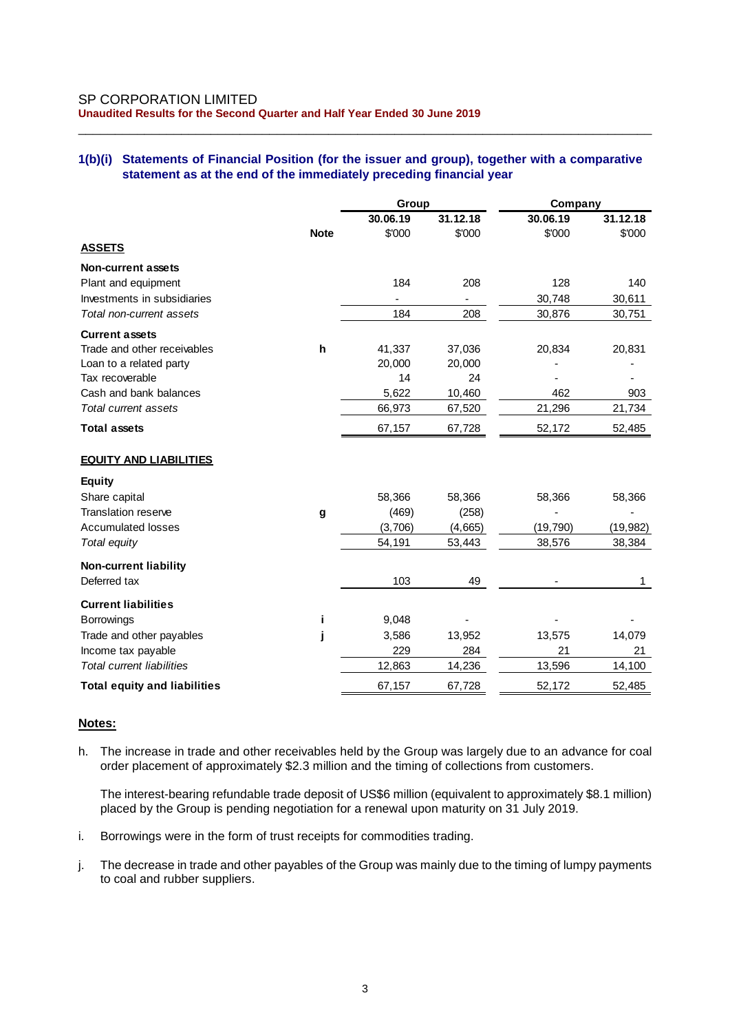SP CORPORATION LIMITED

**Unaudited Results for the Second Quarter and Half Year Ended 30 June 2019**

### 1(b)(i) Statements of Financial Position (for the issuer and group), together with a comparative statement as at the end of the immediately preceding financial year

| | Note | Group | | Company | |
|---|---|---|---|---|---|
| | | **30.06.19** | **31.12.18** | **30.06.19** | **31.12.18** |
| | | $'000 | $'000 | $'000 | $'000 |
| **ASSETS** | | | | | |
| **Non-current assets** | | | | | |
| Plant and equipment | | 184 | 208 | 128 | 140 |
| Investments in subsidiaries | | - | - | 30,748 | 30,611 |
| *Total non-current assets* | | 184 | 208 | 30,876 | 30,751 |
| **Current assets** | | | | | |
| Trade and other receivables | h | 41,337 | 37,036 | 20,834 | 20,831 |
| Loan to a related party | | 20,000 | 20,000 | - | - |
| Tax recoverable | | 14 | 24 | - | - |
| Cash and bank balances | | 5,622 | 10,460 | 462 | 903 |
| *Total current assets* | | 66,973 | 67,520 | 21,296 | 21,734 |
| **Total assets** | | 67,157 | 67,728 | 52,172 | 52,485 |
| **EQUITY AND LIABILITIES** | | | | | |
| **Equity** | | | | | |
| Share capital | | 58,366 | 58,366 | 58,366 | 58,366 |
| Translation reserve | g | (469) | (258) | - | - |
| Accumulated losses | | (3,706) | (4,665) | (19,790) | (19,982) |
| *Total equity* | | 54,191 | 53,443 | 38,576 | 38,384 |
| **Non-current liability** | | | | | |
| Deferred tax | | 103 | 49 | - | 1 |
| **Current liabilities** | | | | | |
| Borrowings | i | 9,048 | - | - | - |
| Trade and other payables | j | 3,586 | 13,952 | 13,575 | 14,079 |
| Income tax payable | | 229 | 284 | 21 | 21 |
| *Total current liabilities* | | 12,863 | 14,236 | 13,596 | 14,100 |
| **Total equity and liabilities** | | 67,157 | 67,728 | 52,172 | 52,485 |

**Notes:**

h. The increase in trade and other receivables held by the Group was largely due to an advance for coal order placement of approximately $2.3 million and the timing of collections from customers.

The interest-bearing refundable trade deposit of US$6 million (equivalent to approximately $8.1 million) placed by the Group is pending negotiation for a renewal upon maturity on 31 July 2019.

i. Borrowings were in the form of trust receipts for commodities trading.

j. The decrease in trade and other payables of the Group was mainly due to the timing of lumpy payments to coal and rubber suppliers.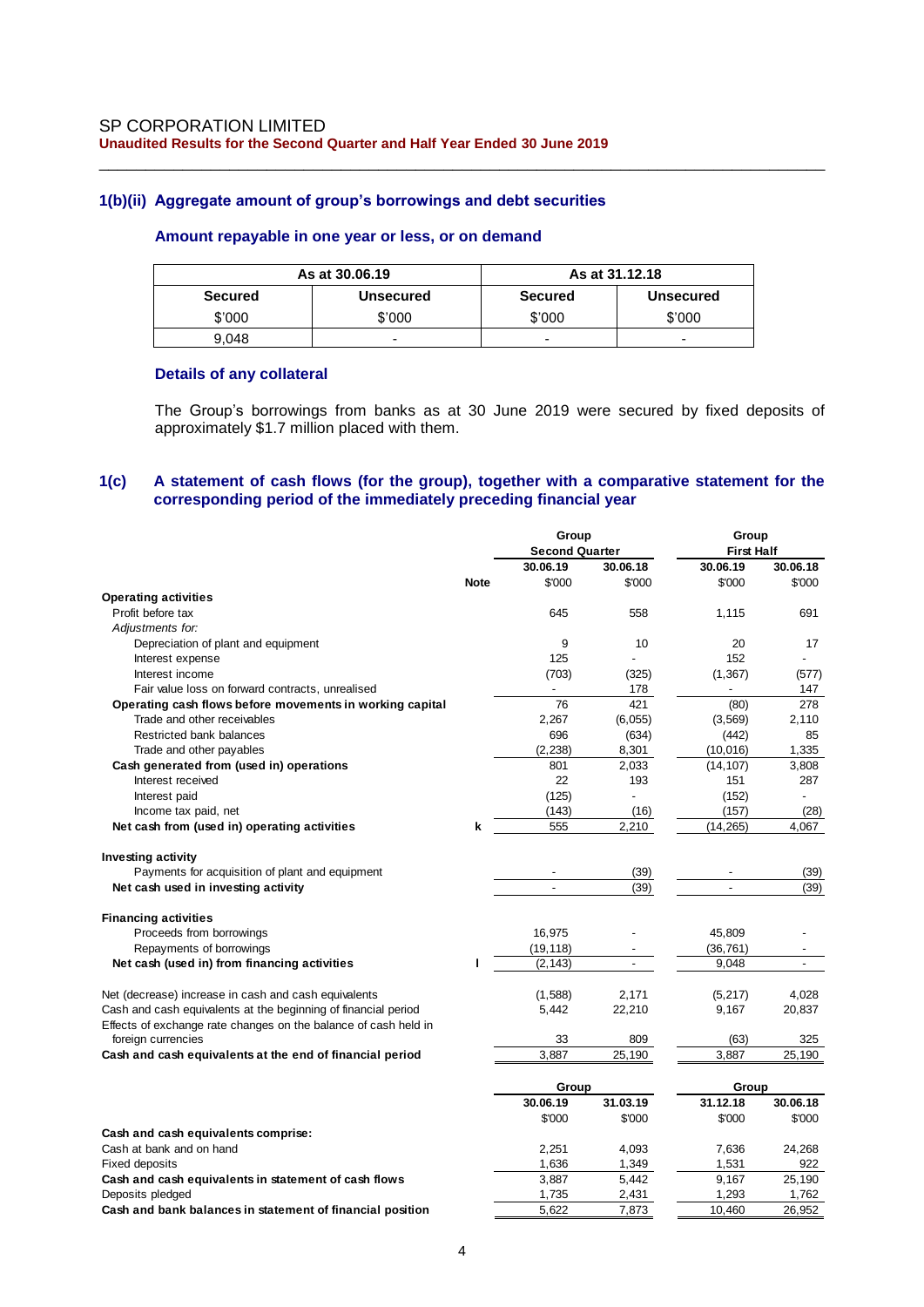## 1(b)(ii) Aggregate amount of group's borrowings and debt securities

### Amount repayable in one year or less, or on demand

| As at 30.06.19 | | As at 31.12.18 | |
|---|---|---|---|
| Secured | Unsecured | Secured | Unsecured |
| $'000 | $'000 | $'000 | $'000 |
| 9,048 | - | - | - |

### Details of any collateral

The Group's borrowings from banks as at 30 June 2019 were secured by fixed deposits of approximately $1.7 million placed with them.

## 1(c) A statement of cash flows (for the group), together with a comparative statement for the corresponding period of the immediately preceding financial year

| | Note | Group Second Quarter 30.06.19 | Group Second Quarter 30.06.18 | Group First Half 30.06.19 | Group First Half 30.06.18 |
|---|---|---|---|---|---|
| | | $'000 | $'000 | $'000 | $'000 |
| **Operating activities** | | | | | |
| Profit before tax | | 645 | 558 | 1,115 | 691 |
| *Adjustments for:* | | | | | |
| Depreciation of plant and equipment | | 9 | 10 | 20 | 17 |
| Interest expense | | 125 | - | 152 | - |
| Interest income | | (703) | (325) | (1,367) | (577) |
| Fair value loss on forward contracts, unrealised | | - | 178 | - | 147 |
| **Operating cash flows before movements in working capital** | | 76 | 421 | (80) | 278 |
| Trade and other receivables | | 2,267 | (6,055) | (3,569) | 2,110 |
| Restricted bank balances | | 696 | (634) | (442) | 85 |
| Trade and other payables | | (2,238) | 8,301 | (10,016) | 1,335 |
| **Cash generated from (used in) operations** | | 801 | 2,033 | (14,107) | 3,808 |
| Interest received | | 22 | 193 | 151 | 287 |
| Interest paid | | (125) | - | (152) | - |
| Income tax paid, net | | (143) | (16) | (157) | (28) |
| **Net cash from (used in) operating activities** | k | 555 | 2,210 | (14,265) | 4,067 |
| **Investing activity** | | | | | |
| Payments for acquisition of plant and equipment | | - | (39) | - | (39) |
| **Net cash used in investing activity** | | - | (39) | - | (39) |
| **Financing activities** | | | | | |
| Proceeds from borrowings | | 16,975 | - | 45,809 | - |
| Repayments of borrowings | | (19,118) | - | (36,761) | - |
| **Net cash (used in) from financing activities** | l | (2,143) | - | 9,048 | - |
| Net (decrease) increase in cash and cash equivalents | | (1,588) | 2,171 | (5,217) | 4,028 |
| Cash and cash equivalents at the beginning of financial period | | 5,442 | 22,210 | 9,167 | 20,837 |
| Effects of exchange rate changes on the balance of cash held in foreign currencies | | 33 | 809 | (63) | 325 |
| **Cash and cash equivalents at the end of financial period** | | 3,887 | 25,190 | 3,887 | 25,190 |

| | Group 30.06.19 | Group 31.03.19 | Group 31.12.18 | Group 30.06.18 |
|---|---|---|---|---|
| | $'000 | $'000 | $'000 | $'000 |
| **Cash and cash equivalents comprise:** | | | | |
| Cash at bank and on hand | 2,251 | 4,093 | 7,636 | 24,268 |
| Fixed deposits | 1,636 | 1,349 | 1,531 | 922 |
| **Cash and cash equivalents in statement of cash flows** | 3,887 | 5,442 | 9,167 | 25,190 |
| Deposits pledged | 1,735 | 2,431 | 1,293 | 1,762 |
| **Cash and bank balances in statement of financial position** | 5,622 | 7,873 | 10,460 | 26,952 |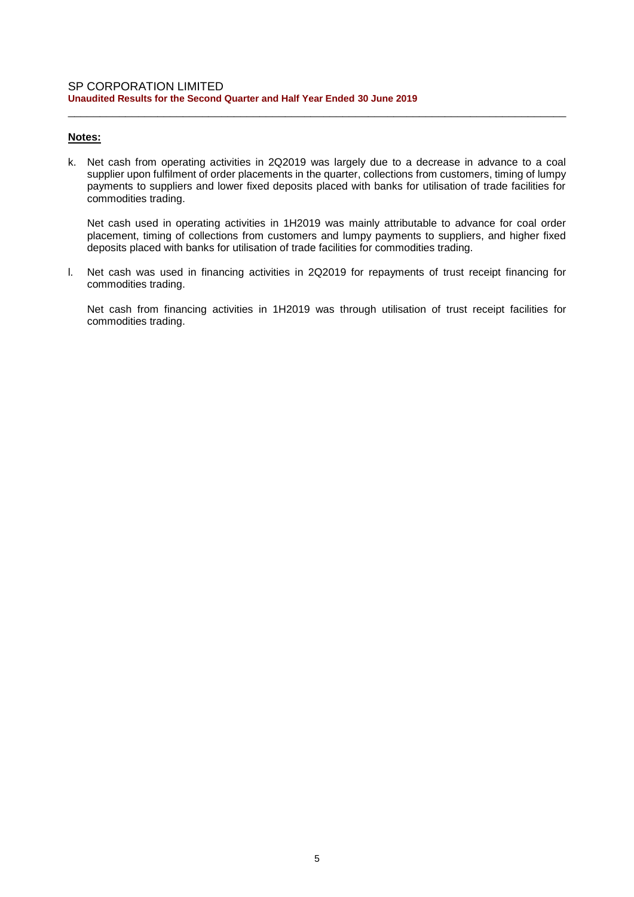**Notes:**

k. Net cash from operating activities in 2Q2019 was largely due to a decrease in advance to a coal supplier upon fulfilment of order placements in the quarter, collections from customers, timing of lumpy payments to suppliers and lower fixed deposits placed with banks for utilisation of trade facilities for commodities trading.

   Net cash used in operating activities in 1H2019 was mainly attributable to advance for coal order placement, timing of collections from customers and lumpy payments to suppliers, and higher fixed deposits placed with banks for utilisation of trade facilities for commodities trading.

l. Net cash was used in financing activities in 2Q2019 for repayments of trust receipt financing for commodities trading.

   Net cash from financing activities in 1H2019 was through utilisation of trust receipt facilities for commodities trading.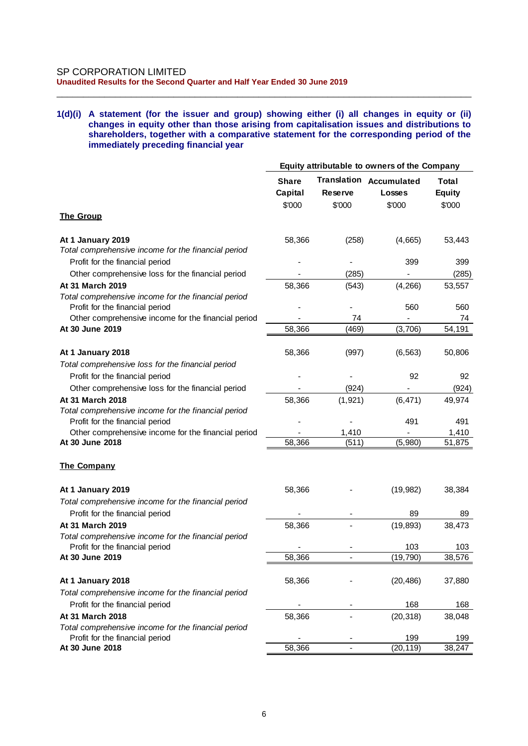SP CORPORATION LIMITED

**Unaudited Results for the Second Quarter and Half Year Ended 30 June 2019**

**1(d)(i) A statement (for the issuer and group) showing either (i) all changes in equity or (ii) changes in equity other than those arising from capitalisation issues and distributions to shareholders, together with a comparative statement for the corresponding period of the immediately preceding financial year**

| | Equity attributable to owners of the Company | | | |
|---|---|---|---|---|
| | **Share Capital** | **Translation Reserve** | **Accumulated Losses** | **Total Equity** |
| | $'000 | $'000 | $'000 | $'000 |
| **The Group** | | | | |
| **At 1 January 2019** | 58,366 | (258) | (4,665) | 53,443 |
| *Total comprehensive income for the financial period* | | | | |
| Profit for the financial period | - | - | 399 | 399 |
| Other comprehensive loss for the financial period | - | (285) | - | (285) |
| **At 31 March 2019** | 58,366 | (543) | (4,266) | 53,557 |
| *Total comprehensive income for the financial period* | | | | |
| Profit for the financial period | - | - | 560 | 560 |
| Other comprehensive income for the financial period | - | 74 | - | 74 |
| **At 30 June 2019** | 58,366 | (469) | (3,706) | 54,191 |
| | | | | |
| **At 1 January 2018** | 58,366 | (997) | (6,563) | 50,806 |
| *Total comprehensive loss for the financial period* | | | | |
| Profit for the financial period | - | - | 92 | 92 |
| Other comprehensive loss for the financial period | - | (924) | - | (924) |
| **At 31 March 2018** | 58,366 | (1,921) | (6,471) | 49,974 |
| *Total comprehensive income for the financial period* | | | | |
| Profit for the financial period | - | - | 491 | 491 |
| Other comprehensive income for the financial period | - | 1,410 | - | 1,410 |
| **At 30 June 2018** | 58,366 | (511) | (5,980) | 51,875 |
| | | | | |
| **The Company** | | | | |
| **At 1 January 2019** | 58,366 | - | (19,982) | 38,384 |
| *Total comprehensive income for the financial period* | | | | |
| Profit for the financial period | - | - | 89 | 89 |
| **At 31 March 2019** | 58,366 | - | (19,893) | 38,473 |
| *Total comprehensive income for the financial period* | | | | |
| Profit for the financial period | - | - | 103 | 103 |
| **At 30 June 2019** | 58,366 | - | (19,790) | 38,576 |
| | | | | |
| **At 1 January 2018** | 58,366 | - | (20,486) | 37,880 |
| *Total comprehensive income for the financial period* | | | | |
| Profit for the financial period | - | - | 168 | 168 |
| **At 31 March 2018** | 58,366 | - | (20,318) | 38,048 |
| *Total comprehensive income for the financial period* | | | | |
| Profit for the financial period | - | - | 199 | 199 |
| **At 30 June 2018** | 58,366 | - | (20,119) | 38,247 |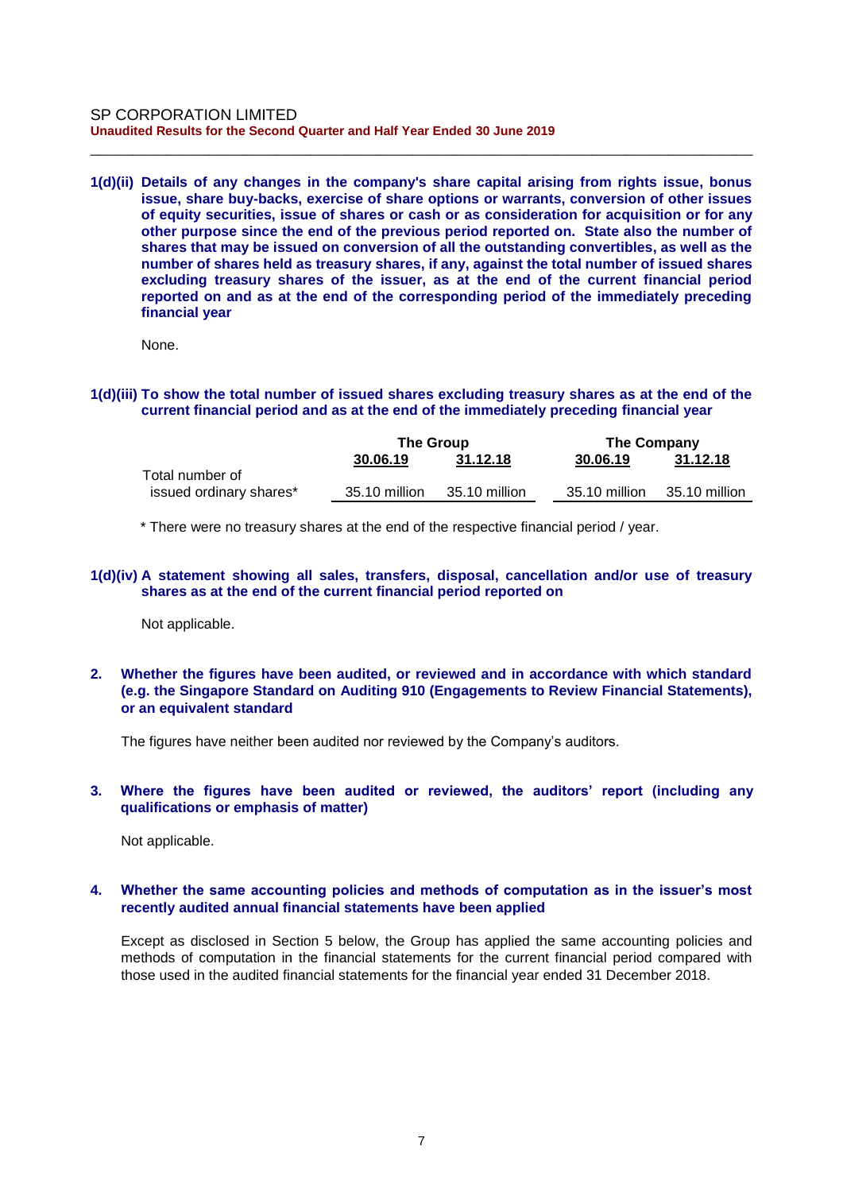**1(d)(ii) Details of any changes in the company's share capital arising from rights issue, bonus issue, share buy-backs, exercise of share options or warrants, conversion of other issues of equity securities, issue of shares or cash or as consideration for acquisition or for any other purpose since the end of the previous period reported on. State also the number of shares that may be issued on conversion of all the outstanding convertibles, as well as the number of shares held as treasury shares, if any, against the total number of issued shares excluding treasury shares of the issuer, as at the end of the current financial period reported on and as at the end of the corresponding period of the immediately preceding financial year**

None.

**1(d)(iii) To show the total number of issued shares excluding treasury shares as at the end of the current financial period and as at the end of the immediately preceding financial year**

| | The Group | | The Company | |
|---|---|---|---|---|
| | 30.06.19 | 31.12.18 | 30.06.19 | 31.12.18 |
| Total number of issued ordinary shares* | 35.10 million | 35.10 million | 35.10 million | 35.10 million |

\* There were no treasury shares at the end of the respective financial period / year.

**1(d)(iv) A statement showing all sales, transfers, disposal, cancellation and/or use of treasury shares as at the end of the current financial period reported on**

Not applicable.

**2. Whether the figures have been audited, or reviewed and in accordance with which standard (e.g. the Singapore Standard on Auditing 910 (Engagements to Review Financial Statements), or an equivalent standard**

The figures have neither been audited nor reviewed by the Company's auditors.

**3. Where the figures have been audited or reviewed, the auditors' report (including any qualifications or emphasis of matter)**

Not applicable.

**4. Whether the same accounting policies and methods of computation as in the issuer's most recently audited annual financial statements have been applied**

Except as disclosed in Section 5 below, the Group has applied the same accounting policies and methods of computation in the financial statements for the current financial period compared with those used in the audited financial statements for the financial year ended 31 December 2018.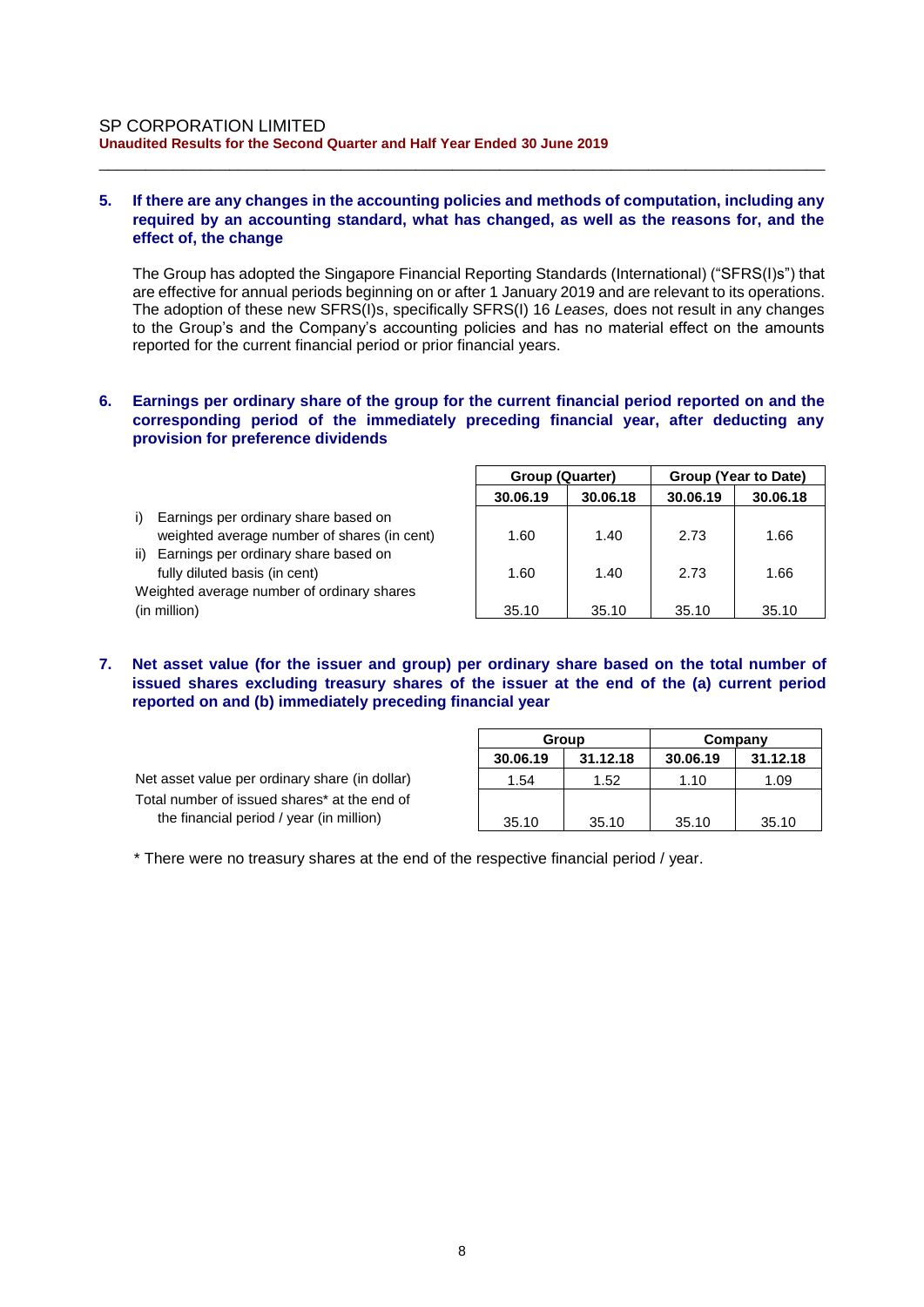**5. If there are any changes in the accounting policies and methods of computation, including any required by an accounting standard, what has changed, as well as the reasons for, and the effect of, the change**

The Group has adopted the Singapore Financial Reporting Standards (International) ("SFRS(I)s") that are effective for annual periods beginning on or after 1 January 2019 and are relevant to its operations. The adoption of these new SFRS(I)s, specifically SFRS(I) 16 *Leases,* does not result in any changes to the Group's and the Company's accounting policies and has no material effect on the amounts reported for the current financial period or prior financial years.

**6. Earnings per ordinary share of the group for the current financial period reported on and the corresponding period of the immediately preceding financial year, after deducting any provision for preference dividends**

| | Group (Quarter) | | Group (Year to Date) | |
|---|---|---|---|---|
| | 30.06.19 | 30.06.18 | 30.06.19 | 30.06.18 |
| i) Earnings per ordinary share based on weighted average number of shares (in cent) | 1.60 | 1.40 | 2.73 | 1.66 |
| ii) Earnings per ordinary share based on fully diluted basis (in cent) | 1.60 | 1.40 | 2.73 | 1.66 |
| Weighted average number of ordinary shares (in million) | 35.10 | 35.10 | 35.10 | 35.10 |

**7. Net asset value (for the issuer and group) per ordinary share based on the total number of issued shares excluding treasury shares of the issuer at the end of the (a) current period reported on and (b) immediately preceding financial year**

| | Group | | Company | |
|---|---|---|---|---|
| | 30.06.19 | 31.12.18 | 30.06.19 | 31.12.18 |
| Net asset value per ordinary share (in dollar) | 1.54 | 1.52 | 1.10 | 1.09 |
| Total number of issued shares* at the end of the financial period / year (in million) | 35.10 | 35.10 | 35.10 | 35.10 |

* There were no treasury shares at the end of the respective financial period / year.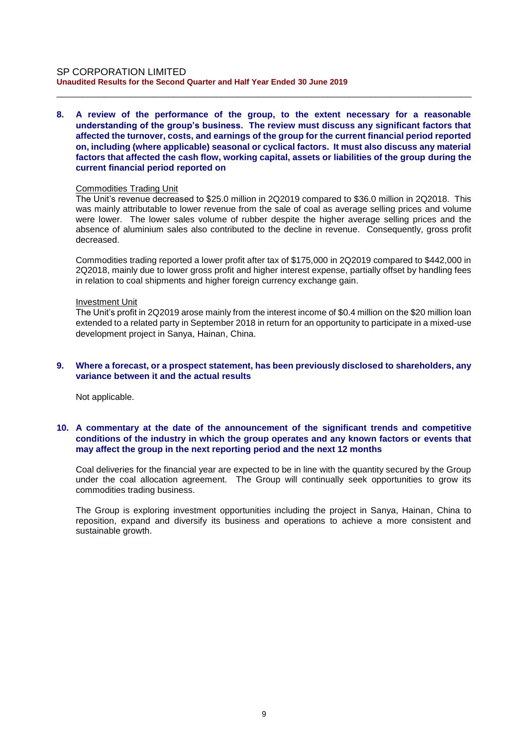**8. A review of the performance of the group, to the extent necessary for a reasonable understanding of the group's business. The review must discuss any significant factors that affected the turnover, costs, and earnings of the group for the current financial period reported on, including (where applicable) seasonal or cyclical factors. It must also discuss any material factors that affected the cash flow, working capital, assets or liabilities of the group during the current financial period reported on**

Commodities Trading Unit

The Unit's revenue decreased to $25.0 million in 2Q2019 compared to $36.0 million in 2Q2018. This was mainly attributable to lower revenue from the sale of coal as average selling prices and volume were lower. The lower sales volume of rubber despite the higher average selling prices and the absence of aluminium sales also contributed to the decline in revenue. Consequently, gross profit decreased.

Commodities trading reported a lower profit after tax of $175,000 in 2Q2019 compared to $442,000 in 2Q2018, mainly due to lower gross profit and higher interest expense, partially offset by handling fees in relation to coal shipments and higher foreign currency exchange gain.

Investment Unit

The Unit's profit in 2Q2019 arose mainly from the interest income of $0.4 million on the $20 million loan extended to a related party in September 2018 in return for an opportunity to participate in a mixed-use development project in Sanya, Hainan, China.

**9. Where a forecast, or a prospect statement, has been previously disclosed to shareholders, any variance between it and the actual results**

Not applicable.

**10. A commentary at the date of the announcement of the significant trends and competitive conditions of the industry in which the group operates and any known factors or events that may affect the group in the next reporting period and the next 12 months**

Coal deliveries for the financial year are expected to be in line with the quantity secured by the Group under the coal allocation agreement. The Group will continually seek opportunities to grow its commodities trading business.

The Group is exploring investment opportunities including the project in Sanya, Hainan, China to reposition, expand and diversify its business and operations to achieve a more consistent and sustainable growth.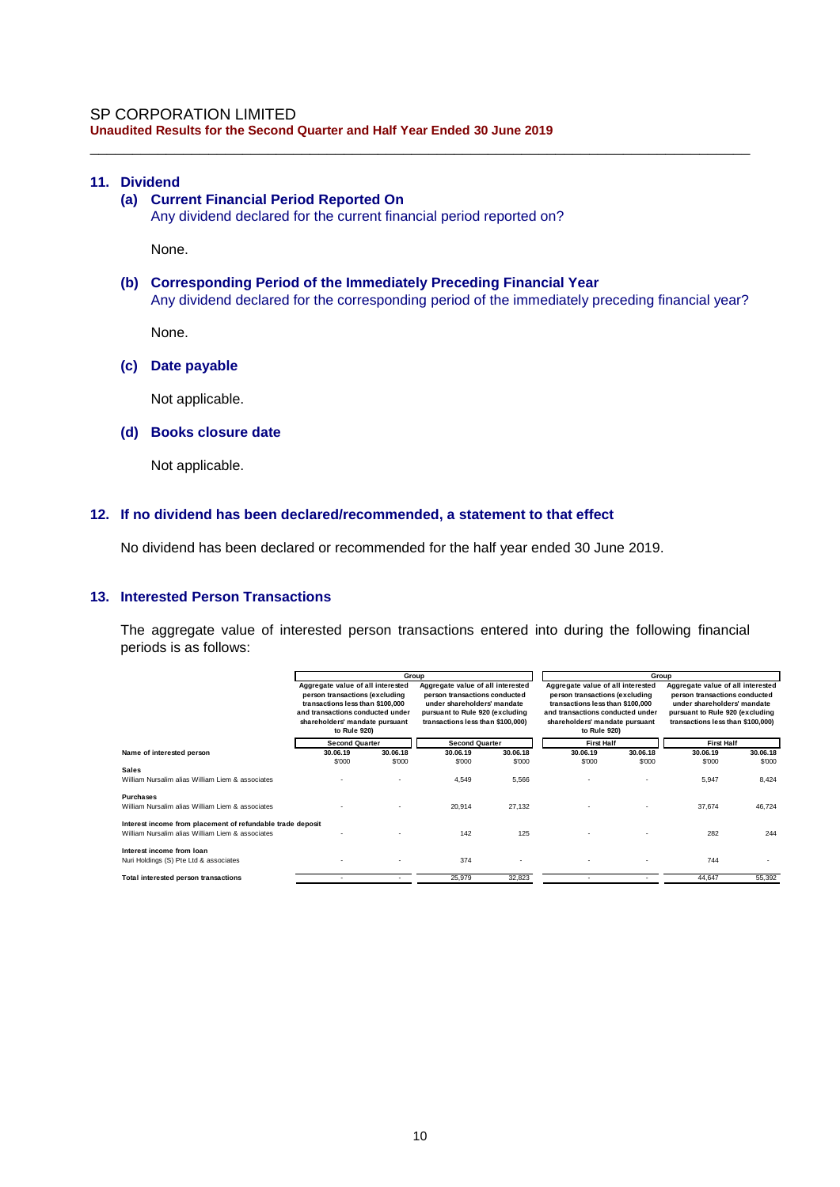## 11. Dividend

### (a) Current Financial Period Reported On

Any dividend declared for the current financial period reported on?

None.

### (b) Corresponding Period of the Immediately Preceding Financial Year

Any dividend declared for the corresponding period of the immediately preceding financial year?

None.

### (c) Date payable

Not applicable.

### (d) Books closure date

Not applicable.

## 12. If no dividend has been declared/recommended, a statement to that effect

No dividend has been declared or recommended for the half year ended 30 June 2019.

## 13. Interested Person Transactions

The aggregate value of interested person transactions entered into during the following financial periods is as follows:

| | Group | | | | Group | | | |
|---|---|---|---|---|---|---|---|---|
| | Aggregate value of all interested person transactions (excluding transactions less than $100,000 and transactions conducted under shareholders' mandate pursuant to Rule 920) | | Aggregate value of all interested person transactions conducted under shareholders' mandate pursuant to Rule 920 (excluding transactions less than $100,000) | | Aggregate value of all interested person transactions (excluding transactions less than $100,000 and transactions conducted under shareholders' mandate pursuant to Rule 920) | | Aggregate value of all interested person transactions conducted under shareholders' mandate pursuant to Rule 920 (excluding transactions less than $100,000) | |
| | Second Quarter | | Second Quarter | | First Half | | First Half | |
| **Name of interested person** | **30.06.19** | **30.06.18** | **30.06.19** | **30.06.18** | **30.06.19** | **30.06.18** | **30.06.19** | **30.06.18** |
| | $'000 | $'000 | $'000 | $'000 | $'000 | $'000 | $'000 | $'000 |
| **Sales** | | | | | | | | |
| William Nursalim alias William Liem & associates | - | - | 4,549 | 5,566 | - | - | 5,947 | 8,424 |
| **Purchases** | | | | | | | | |
| William Nursalim alias William Liem & associates | - | - | 20,914 | 27,132 | - | - | 37,674 | 46,724 |
| **Interest income from placement of refundable trade deposit** | | | | | | | | |
| William Nursalim alias William Liem & associates | - | - | 142 | 125 | - | - | 282 | 244 |
| **Interest income from loan** | | | | | | | | |
| Nuri Holdings (S) Pte Ltd & associates | - | - | 374 | - | - | - | 744 | - |
| **Total interested person transactions** | - | - | 25,979 | 32,823 | - | - | 44,647 | 55,392 |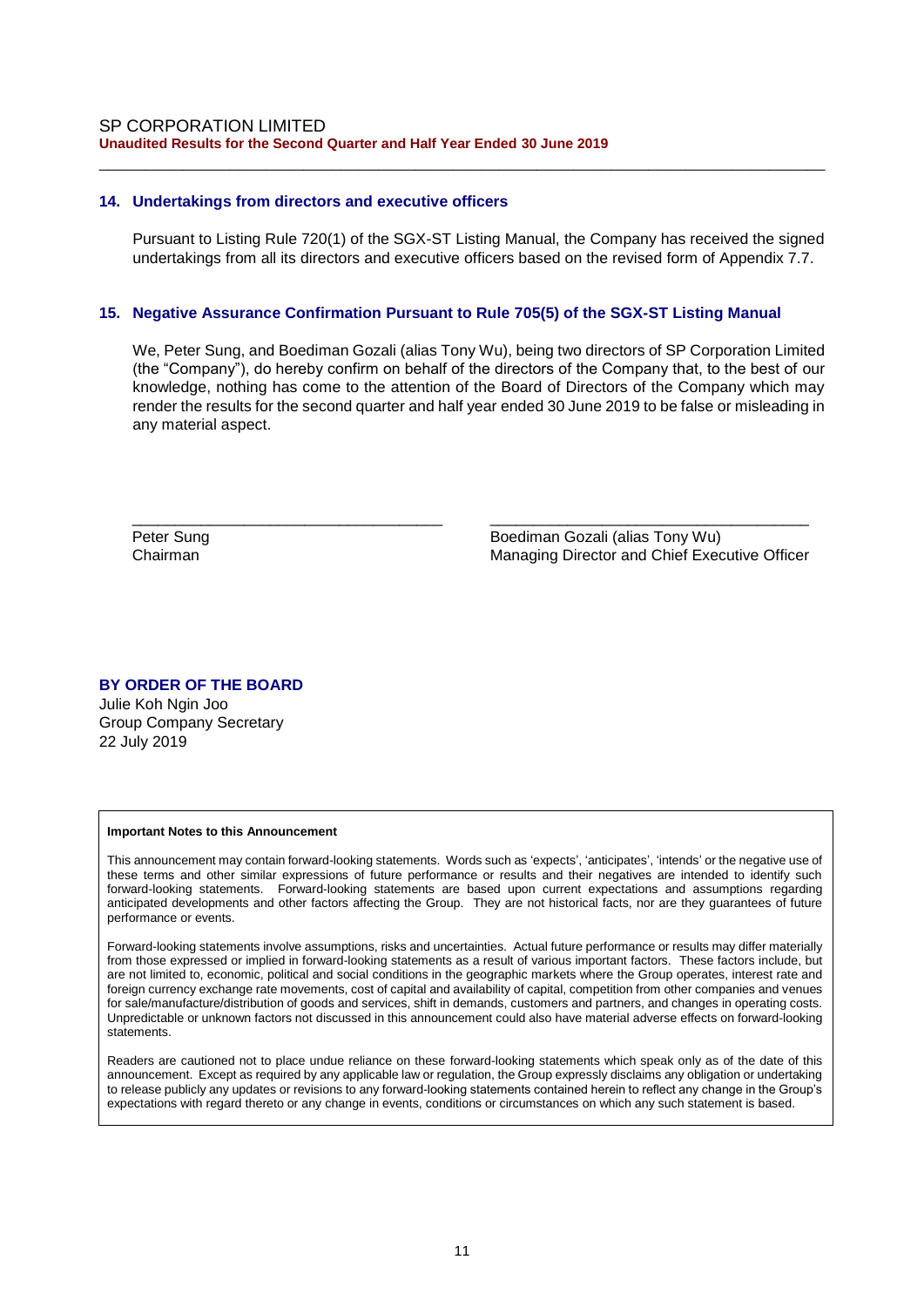### 14. Undertakings from directors and executive officers

Pursuant to Listing Rule 720(1) of the SGX-ST Listing Manual, the Company has received the signed undertakings from all its directors and executive officers based on the revised form of Appendix 7.7.

### 15. Negative Assurance Confirmation Pursuant to Rule 705(5) of the SGX-ST Listing Manual

We, Peter Sung, and Boediman Gozali (alias Tony Wu), being two directors of SP Corporation Limited (the "Company"), do hereby confirm on behalf of the directors of the Company that, to the best of our knowledge, nothing has come to the attention of the Board of Directors of the Company which may render the results for the second quarter and half year ended 30 June 2019 to be false or misleading in any material aspect.

| | |
|---|---|
| Peter Sung | Boediman Gozali (alias Tony Wu) |
| Chairman | Managing Director and Chief Executive Officer |

**BY ORDER OF THE BOARD**
Julie Koh Ngin Joo
Group Company Secretary
22 July 2019

**Important Notes to this Announcement**

This announcement may contain forward-looking statements. Words such as 'expects', 'anticipates', 'intends' or the negative use of these terms and other similar expressions of future performance or results and their negatives are intended to identify such forward-looking statements. Forward-looking statements are based upon current expectations and assumptions regarding anticipated developments and other factors affecting the Group. They are not historical facts, nor are they guarantees of future performance or events.

Forward-looking statements involve assumptions, risks and uncertainties. Actual future performance or results may differ materially from those expressed or implied in forward-looking statements as a result of various important factors. These factors include, but are not limited to, economic, political and social conditions in the geographic markets where the Group operates, interest rate and foreign currency exchange rate movements, cost of capital and availability of capital, competition from other companies and venues for sale/manufacture/distribution of goods and services, shift in demands, customers and partners, and changes in operating costs. Unpredictable or unknown factors not discussed in this announcement could also have material adverse effects on forward-looking statements.

Readers are cautioned not to place undue reliance on these forward-looking statements which speak only as of the date of this announcement. Except as required by any applicable law or regulation, the Group expressly disclaims any obligation or undertaking to release publicly any updates or revisions to any forward-looking statements contained herein to reflect any change in the Group's expectations with regard thereto or any change in events, conditions or circumstances on which any such statement is based.